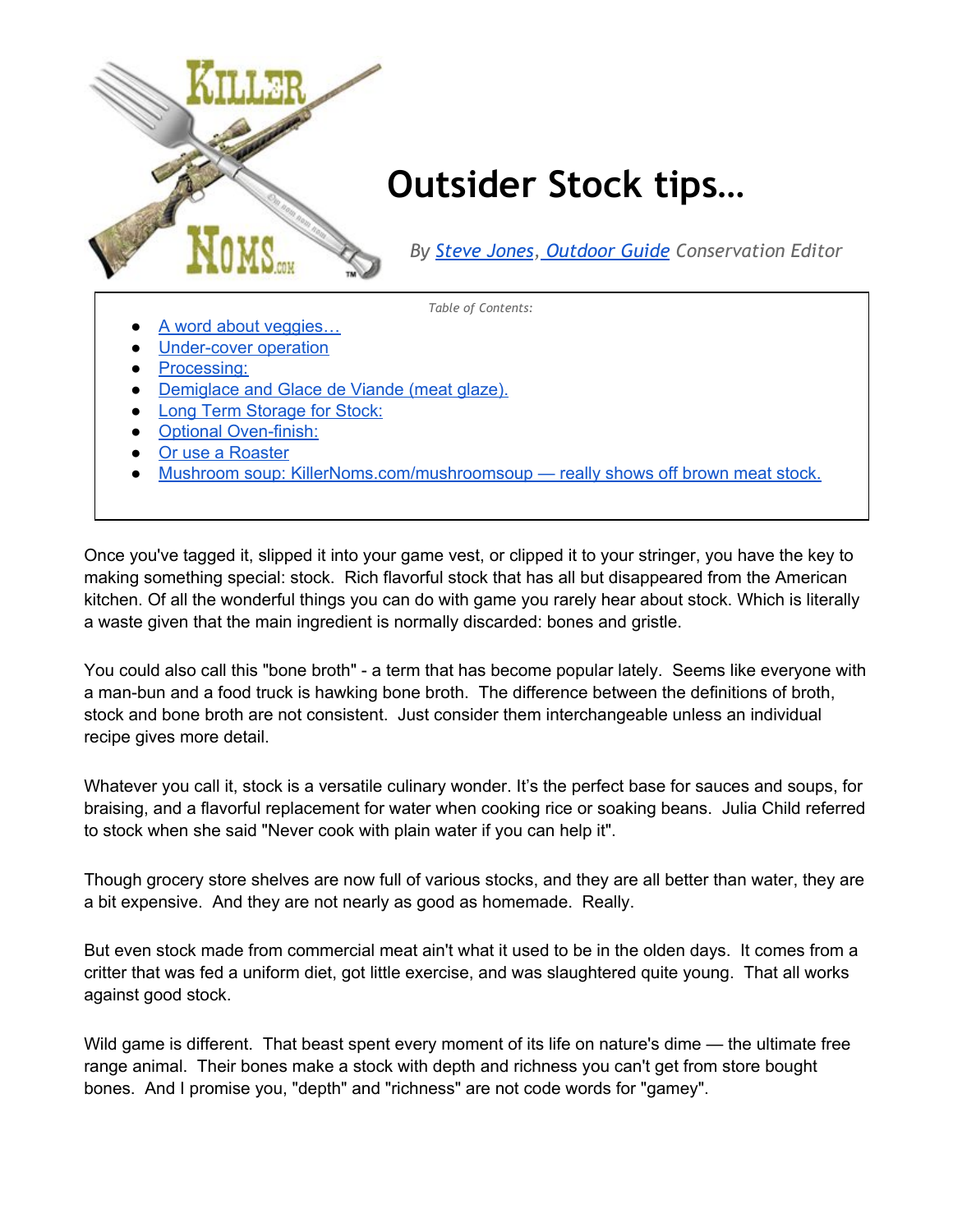# Outsider Stock tips…

*By [Steve Jones](), [Outdoor Guide]() Conservation Editor*

*Table of Contents:*

- [A word about veggies…]()
- [Under-cover operation]()
- [Processing:]()
- [Demiglace and Glace de Viande (meat glaze).]()
- [Long Term Storage for Stock:]()
- [Optional Oven-finish:]()
- [Or use a Roaster]()
- [Mushroom soup: KillerNoms.com/mushroomsoup — really shows off brown meat stock.]()

Once you've tagged it, slipped it into your game vest, or clipped it to your stringer, you have the key to making something special: stock. Rich flavorful stock that has all but disappeared from the American kitchen. Of all the wonderful things you can do with game you rarely hear about stock. Which is literally a waste given that the main ingredient is normally discarded: bones and gristle.

You could also call this "bone broth" - a term that has become popular lately. Seems like everyone with a man-bun and a food truck is hawking bone broth. The difference between the definitions of broth, stock and bone broth are not consistent. Just consider them interchangeable unless an individual recipe gives more detail.

Whatever you call it, stock is a versatile culinary wonder. It's the perfect base for sauces and soups, for braising, and a flavorful replacement for water when cooking rice or soaking beans. Julia Child referred to stock when she said "Never cook with plain water if you can help it".

Though grocery store shelves are now full of various stocks, and they are all better than water, they are a bit expensive. And they are not nearly as good as homemade. Really.

But even stock made from commercial meat ain't what it used to be in the olden days. It comes from a critter that was fed a uniform diet, got little exercise, and was slaughtered quite young. That all works against good stock.

Wild game is different. That beast spent every moment of its life on nature's dime — the ultimate free range animal. Their bones make a stock with depth and richness you can't get from store bought bones. And I promise you, "depth" and "richness" are not code words for "gamey".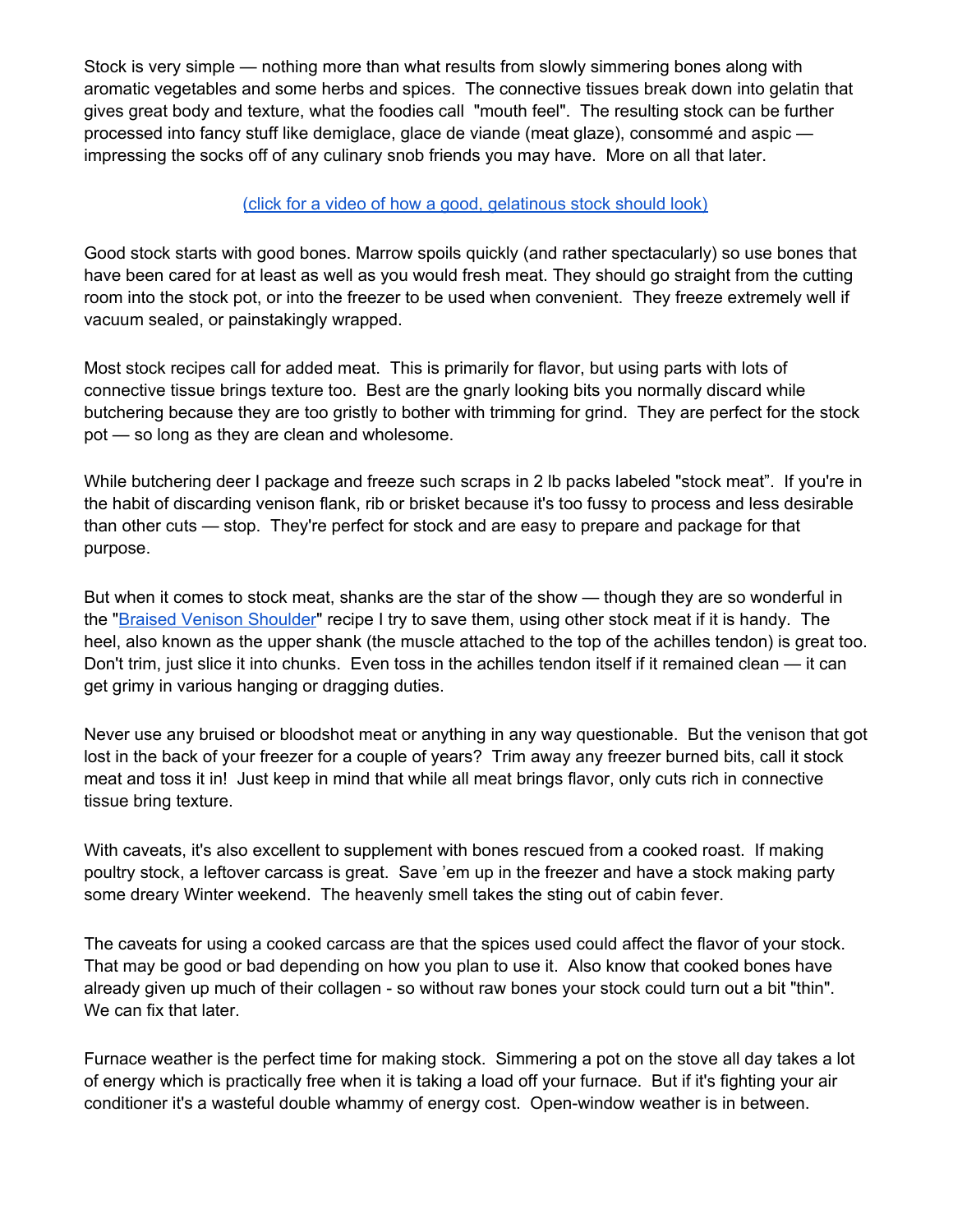Stock is very simple — nothing more than what results from slowly simmering bones along with aromatic vegetables and some herbs and spices. The connective tissues break down into gelatin that gives great body and texture, what the foodies call "mouth feel". The resulting stock can be further processed into fancy stuff like demiglace, glace de viande (meat glaze), consommé and aspic — impressing the socks off of any culinary snob friends you may have. More on all that later.

[(click for a video of how a good, gelatinous stock should look)]()

Good stock starts with good bones. Marrow spoils quickly (and rather spectacularly) so use bones that have been cared for at least as well as you would fresh meat. They should go straight from the cutting room into the stock pot, or into the freezer to be used when convenient. They freeze extremely well if vacuum sealed, or painstakingly wrapped.

Most stock recipes call for added meat. This is primarily for flavor, but using parts with lots of connective tissue brings texture too. Best are the gnarly looking bits you normally discard while butchering because they are too gristly to bother with trimming for grind. They are perfect for the stock pot — so long as they are clean and wholesome.

While butchering deer I package and freeze such scraps in 2 lb packs labeled "stock meat". If you're in the habit of discarding venison flank, rib or brisket because it's too fussy to process and less desirable than other cuts — stop. They're perfect for stock and are easy to prepare and package for that purpose.

But when it comes to stock meat, shanks are the star of the show — though they are so wonderful in the "[Braised Venison Shoulder]()" recipe I try to save them, using other stock meat if it is handy. The heel, also known as the upper shank (the muscle attached to the top of the achilles tendon) is great too. Don't trim, just slice it into chunks. Even toss in the achilles tendon itself if it remained clean — it can get grimy in various hanging or dragging duties.

Never use any bruised or bloodshot meat or anything in any way questionable. But the venison that got lost in the back of your freezer for a couple of years? Trim away any freezer burned bits, call it stock meat and toss it in! Just keep in mind that while all meat brings flavor, only cuts rich in connective tissue bring texture.

With caveats, it's also excellent to supplement with bones rescued from a cooked roast. If making poultry stock, a leftover carcass is great. Save 'em up in the freezer and have a stock making party some dreary Winter weekend. The heavenly smell takes the sting out of cabin fever.

The caveats for using a cooked carcass are that the spices used could affect the flavor of your stock. That may be good or bad depending on how you plan to use it. Also know that cooked bones have already given up much of their collagen - so without raw bones your stock could turn out a bit "thin". We can fix that later.

Furnace weather is the perfect time for making stock. Simmering a pot on the stove all day takes a lot of energy which is practically free when it is taking a load off your furnace. But if it's fighting your air conditioner it's a wasteful double whammy of energy cost. Open-window weather is in between.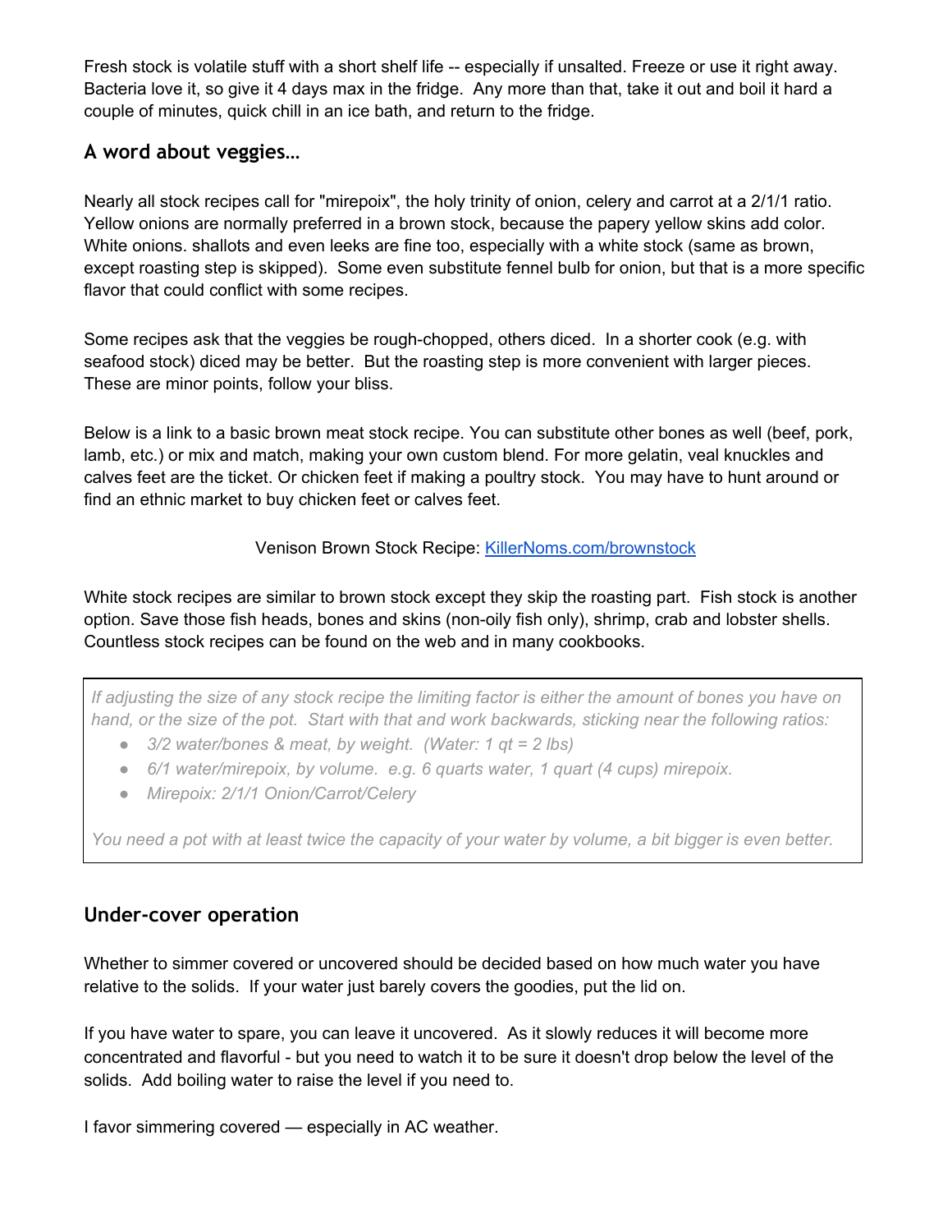Fresh stock is volatile stuff with a short shelf life -- especially if unsalted. Freeze or use it right away. Bacteria love it, so give it 4 days max in the fridge. Any more than that, take it out and boil it hard a couple of minutes, quick chill in an ice bath, and return to the fridge.

## A word about veggies…

Nearly all stock recipes call for "mirepoix", the holy trinity of onion, celery and carrot at a 2/1/1 ratio. Yellow onions are normally preferred in a brown stock, because the papery yellow skins add color. White onions. shallots and even leeks are fine too, especially with a white stock (same as brown, except roasting step is skipped). Some even substitute fennel bulb for onion, but that is a more specific flavor that could conflict with some recipes.

Some recipes ask that the veggies be rough-chopped, others diced. In a shorter cook (e.g. with seafood stock) diced may be better. But the roasting step is more convenient with larger pieces. These are minor points, follow your bliss.

Below is a link to a basic brown meat stock recipe. You can substitute other bones as well (beef, pork, lamb, etc.) or mix and match, making your own custom blend. For more gelatin, veal knuckles and calves feet are the ticket. Or chicken feet if making a poultry stock. You may have to hunt around or find an ethnic market to buy chicken feet or calves feet.

Venison Brown Stock Recipe: [KillerNoms.com/brownstock](KillerNoms.com/brownstock)

White stock recipes are similar to brown stock except they skip the roasting part. Fish stock is another option. Save those fish heads, bones and skins (non-oily fish only), shrimp, crab and lobster shells. Countless stock recipes can be found on the web and in many cookbooks.

> *If adjusting the size of any stock recipe the limiting factor is either the amount of bones you have on hand, or the size of the pot. Start with that and work backwards, sticking near the following ratios:*
>
> - *3/2 water/bones & meat, by weight. (Water: 1 qt = 2 lbs)*
> - *6/1 water/mirepoix, by volume. e.g. 6 quarts water, 1 quart (4 cups) mirepoix.*
> - *Mirepoix: 2/1/1 Onion/Carrot/Celery*
>
> *You need a pot with at least twice the capacity of your water by volume, a bit bigger is even better.*

## Under-cover operation

Whether to simmer covered or uncovered should be decided based on how much water you have relative to the solids. If your water just barely covers the goodies, put the lid on.

If you have water to spare, you can leave it uncovered. As it slowly reduces it will become more concentrated and flavorful - but you need to watch it to be sure it doesn't drop below the level of the solids. Add boiling water to raise the level if you need to.

I favor simmering covered — especially in AC weather.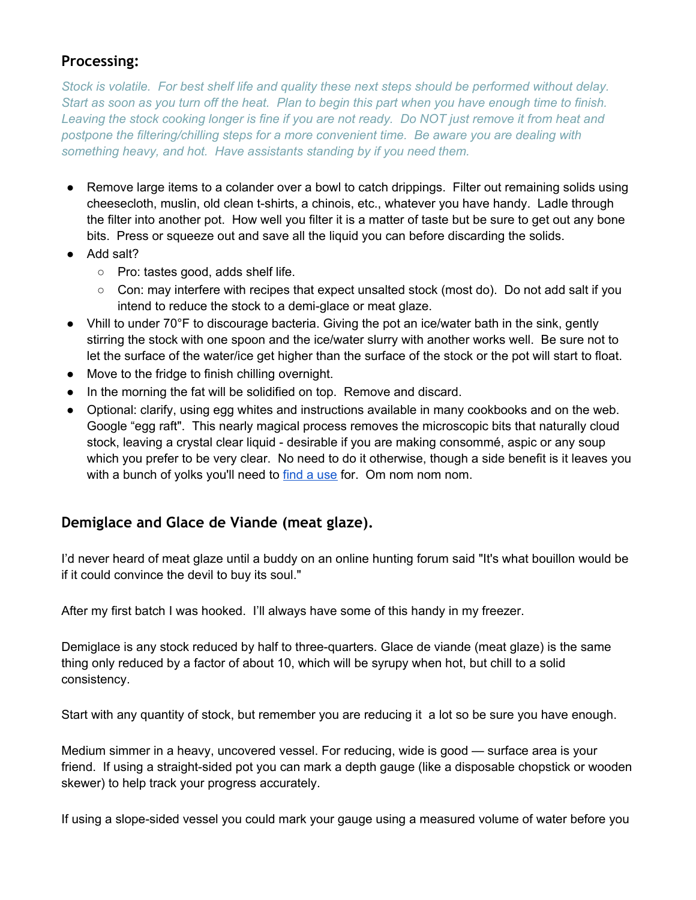## Processing:

*Stock is volatile. For best shelf life and quality these next steps should be performed without delay. Start as soon as you turn off the heat. Plan to begin this part when you have enough time to finish. Leaving the stock cooking longer is fine if you are not ready. Do NOT just remove it from heat and postpone the filtering/chilling steps for a more convenient time. Be aware you are dealing with something heavy, and hot. Have assistants standing by if you need them.*

- Remove large items to a colander over a bowl to catch drippings. Filter out remaining solids using cheesecloth, muslin, old clean t-shirts, a chinois, etc., whatever you have handy. Ladle through the filter into another pot. How well you filter it is a matter of taste but be sure to get out any bone bits. Press or squeeze out and save all the liquid you can before discarding the solids.
- Add salt?
  - Pro: tastes good, adds shelf life.
  - Con: may interfere with recipes that expect unsalted stock (most do). Do not add salt if you intend to reduce the stock to a demi-glace or meat glaze.
- Vhill to under 70°F to discourage bacteria. Giving the pot an ice/water bath in the sink, gently stirring the stock with one spoon and the ice/water slurry with another works well. Be sure not to let the surface of the water/ice get higher than the surface of the stock or the pot will start to float.
- Move to the fridge to finish chilling overnight.
- In the morning the fat will be solidified on top. Remove and discard.
- Optional: clarify, using egg whites and instructions available in many cookbooks and on the web. Google "egg raft". This nearly magical process removes the microscopic bits that naturally cloud stock, leaving a crystal clear liquid - desirable if you are making consommé, aspic or any soup which you prefer to be very clear. No need to do it otherwise, though a side benefit is it leaves you with a bunch of yolks you'll need to [find a use]() for. Om nom nom nom.

## Demiglace and Glace de Viande (meat glaze).

I'd never heard of meat glaze until a buddy on an online hunting forum said "It's what bouillon would be if it could convince the devil to buy its soul."

After my first batch I was hooked. I'll always have some of this handy in my freezer.

Demiglace is any stock reduced by half to three-quarters. Glace de viande (meat glaze) is the same thing only reduced by a factor of about 10, which will be syrupy when hot, but chill to a solid consistency.

Start with any quantity of stock, but remember you are reducing it a lot so be sure you have enough.

Medium simmer in a heavy, uncovered vessel. For reducing, wide is good — surface area is your friend. If using a straight-sided pot you can mark a depth gauge (like a disposable chopstick or wooden skewer) to help track your progress accurately.

If using a slope-sided vessel you could mark your gauge using a measured volume of water before you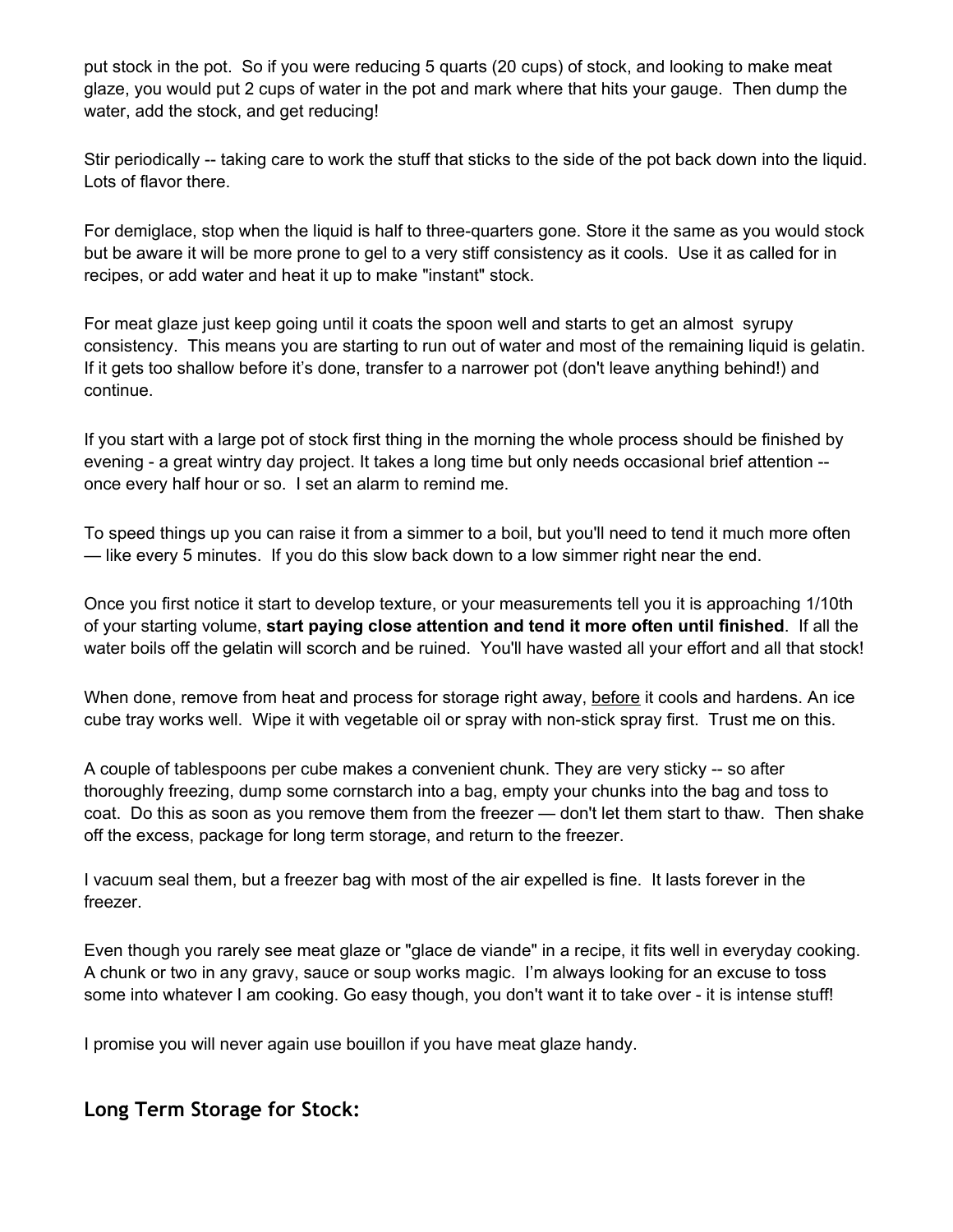put stock in the pot. So if you were reducing 5 quarts (20 cups) of stock, and looking to make meat glaze, you would put 2 cups of water in the pot and mark where that hits your gauge. Then dump the water, add the stock, and get reducing!

Stir periodically -- taking care to work the stuff that sticks to the side of the pot back down into the liquid. Lots of flavor there.

For demiglace, stop when the liquid is half to three-quarters gone. Store it the same as you would stock but be aware it will be more prone to gel to a very stiff consistency as it cools. Use it as called for in recipes, or add water and heat it up to make "instant" stock.

For meat glaze just keep going until it coats the spoon well and starts to get an almost syrupy consistency. This means you are starting to run out of water and most of the remaining liquid is gelatin. If it gets too shallow before it's done, transfer to a narrower pot (don't leave anything behind!) and continue.

If you start with a large pot of stock first thing in the morning the whole process should be finished by evening - a great wintry day project. It takes a long time but only needs occasional brief attention -- once every half hour or so. I set an alarm to remind me.

To speed things up you can raise it from a simmer to a boil, but you'll need to tend it much more often — like every 5 minutes. If you do this slow back down to a low simmer right near the end.

Once you first notice it start to develop texture, or your measurements tell you it is approaching 1/10th of your starting volume, **start paying close attention and tend it more often until finished**. If all the water boils off the gelatin will scorch and be ruined. You'll have wasted all your effort and all that stock!

When done, remove from heat and process for storage right away, <u>before</u> it cools and hardens. An ice cube tray works well. Wipe it with vegetable oil or spray with non-stick spray first. Trust me on this.

A couple of tablespoons per cube makes a convenient chunk. They are very sticky -- so after thoroughly freezing, dump some cornstarch into a bag, empty your chunks into the bag and toss to coat. Do this as soon as you remove them from the freezer — don't let them start to thaw. Then shake off the excess, package for long term storage, and return to the freezer.

I vacuum seal them, but a freezer bag with most of the air expelled is fine. It lasts forever in the freezer.

Even though you rarely see meat glaze or "glace de viande" in a recipe, it fits well in everyday cooking. A chunk or two in any gravy, sauce or soup works magic. I'm always looking for an excuse to toss some into whatever I am cooking. Go easy though, you don't want it to take over - it is intense stuff!

I promise you will never again use bouillon if you have meat glaze handy.

## Long Term Storage for Stock: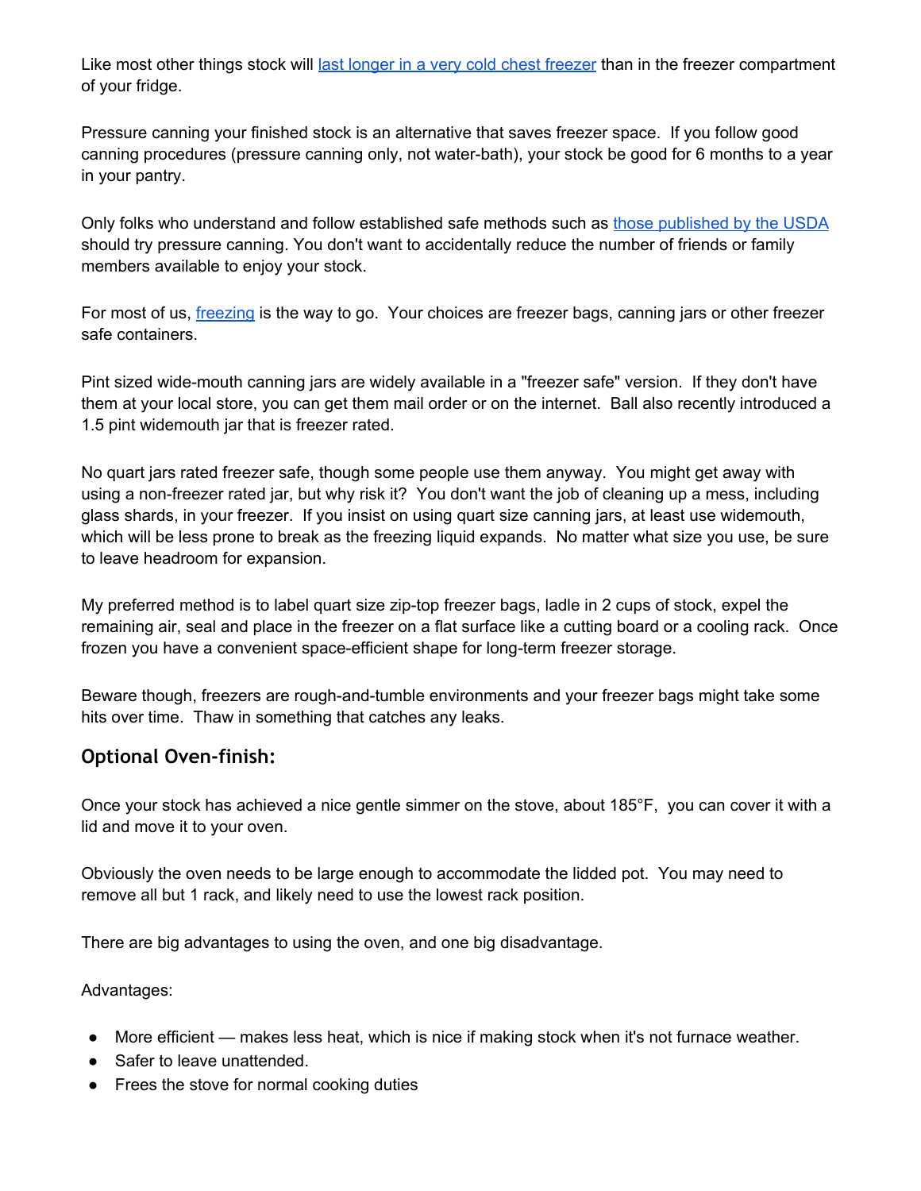Like most other things stock will [last longer in a very cold chest freezer]() than in the freezer compartment of your fridge.

Pressure canning your finished stock is an alternative that saves freezer space. If you follow good canning procedures (pressure canning only, not water-bath), your stock be good for 6 months to a year in your pantry.

Only folks who understand and follow established safe methods such as [those published by the USDA]() should try pressure canning. You don't want to accidentally reduce the number of friends or family members available to enjoy your stock.

For most of us, [freezing]() is the way to go. Your choices are freezer bags, canning jars or other freezer safe containers.

Pint sized wide-mouth canning jars are widely available in a "freezer safe" version. If they don't have them at your local store, you can get them mail order or on the internet. Ball also recently introduced a 1.5 pint widemouth jar that is freezer rated.

No quart jars rated freezer safe, though some people use them anyway. You might get away with using a non-freezer rated jar, but why risk it? You don't want the job of cleaning up a mess, including glass shards, in your freezer. If you insist on using quart size canning jars, at least use widemouth, which will be less prone to break as the freezing liquid expands. No matter what size you use, be sure to leave headroom for expansion.

My preferred method is to label quart size zip-top freezer bags, ladle in 2 cups of stock, expel the remaining air, seal and place in the freezer on a flat surface like a cutting board or a cooling rack. Once frozen you have a convenient space-efficient shape for long-term freezer storage.

Beware though, freezers are rough-and-tumble environments and your freezer bags might take some hits over time. Thaw in something that catches any leaks.

### Optional Oven-finish:

Once your stock has achieved a nice gentle simmer on the stove, about 185°F, you can cover it with a lid and move it to your oven.

Obviously the oven needs to be large enough to accommodate the lidded pot. You may need to remove all but 1 rack, and likely need to use the lowest rack position.

There are big advantages to using the oven, and one big disadvantage.

Advantages:

- More efficient — makes less heat, which is nice if making stock when it's not furnace weather.
- Safer to leave unattended.
- Frees the stove for normal cooking duties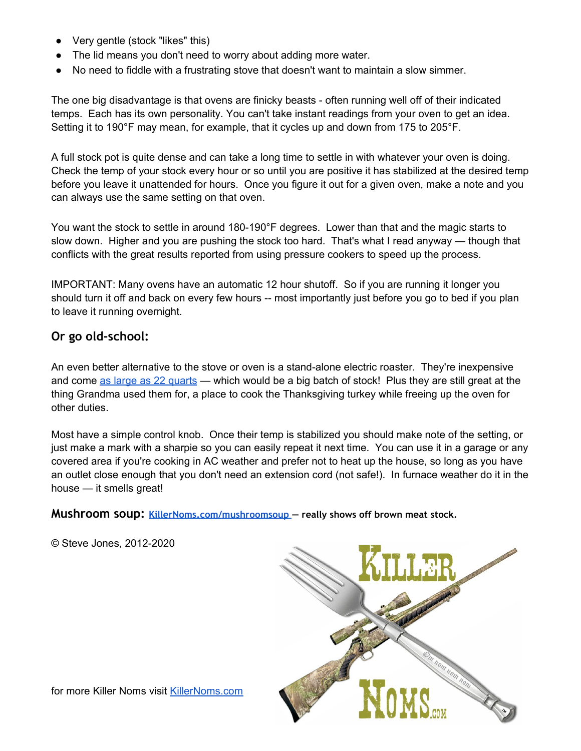- Very gentle (stock "likes" this)
- The lid means you don't need to worry about adding more water.
- No need to fiddle with a frustrating stove that doesn't want to maintain a slow simmer.

The one big disadvantage is that ovens are finicky beasts - often running well off of their indicated temps. Each has its own personality. You can't take instant readings from your oven to get an idea. Setting it to 190°F may mean, for example, that it cycles up and down from 175 to 205°F.

A full stock pot is quite dense and can take a long time to settle in with whatever your oven is doing. Check the temp of your stock every hour or so until you are positive it has stabilized at the desired temp before you leave it unattended for hours. Once you figure it out for a given oven, make a note and you can always use the same setting on that oven.

You want the stock to settle in around 180-190°F degrees. Lower than that and the magic starts to slow down. Higher and you are pushing the stock too hard. That's what I read anyway — though that conflicts with the great results reported from using pressure cookers to speed up the process.

IMPORTANT: Many ovens have an automatic 12 hour shutoff. So if you are running it longer you should turn it off and back on every few hours -- most importantly just before you go to bed if you plan to leave it running overnight.

## Or go old-school:

An even better alternative to the stove or oven is a stand-alone electric roaster. They're inexpensive and come as large as 22 quarts — which would be a big batch of stock! Plus they are still great at the thing Grandma used them for, a place to cook the Thanksgiving turkey while freeing up the oven for other duties.

Most have a simple control knob. Once their temp is stabilized you should make note of the setting, or just make a mark with a sharpie so you can easily repeat it next time. You can use it in a garage or any covered area if you're cooking in AC weather and prefer not to heat up the house, so long as you have an outlet close enough that you don't need an extension cord (not safe!). In furnace weather do it in the house — it smells great!

**Mushroom soup: KillerNoms.com/mushroomsoup – really shows off brown meat stock.**

© Steve Jones, 2012-2020

for more Killer Noms visit KillerNoms.com